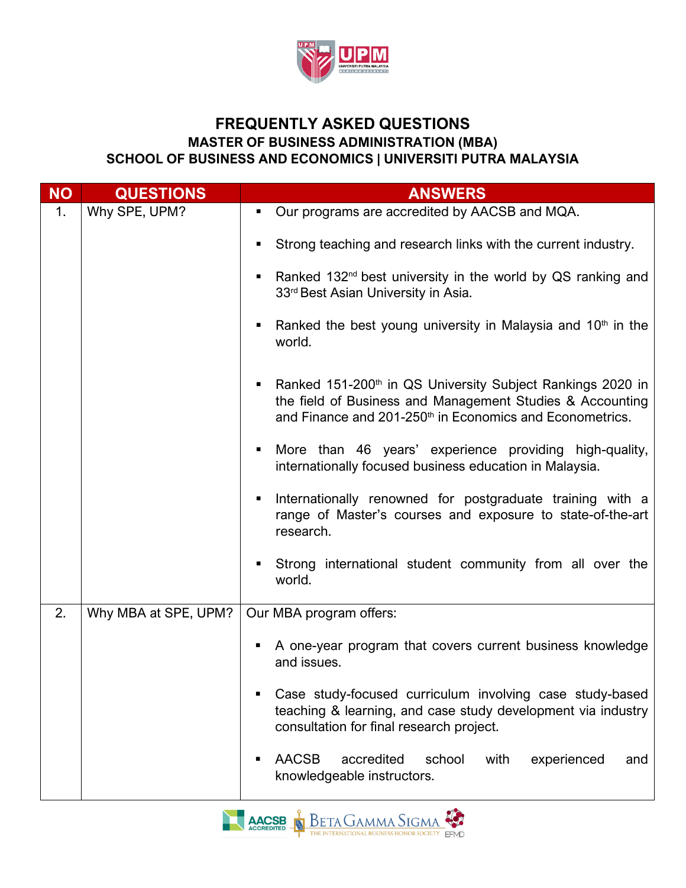# FREQUENTLY ASKED QUESTIONS

## MASTER OF BUSINESS ADMINISTRATION (MBA)

## SCHOOL OF BUSINESS AND ECONOMICS | UNIVERSITI PUTRA MALAYSIA

| NO | QUESTIONS | ANSWERS |
|---|---|---|
| 1. | Why SPE, UPM? | ▪ Our programs are accredited by AACSB and MQA.<br><br>▪ Strong teaching and research links with the current industry.<br><br>▪ Ranked 132nd best university in the world by QS ranking and 33rd Best Asian University in Asia.<br><br>▪ Ranked the best young university in Malaysia and 10th in the world.<br><br>▪ Ranked 151-200th in QS University Subject Rankings 2020 in the field of Business and Management Studies & Accounting and Finance and 201-250th in Economics and Econometrics.<br><br>▪ More than 46 years' experience providing high-quality, internationally focused business education in Malaysia.<br><br>▪ Internationally renowned for postgraduate training with a range of Master's courses and exposure to state-of-the-art research.<br><br>▪ Strong international student community from all over the world. |
| 2. | Why MBA at SPE, UPM? | Our MBA program offers:<br><br>▪ A one-year program that covers current business knowledge and issues.<br><br>▪ Case study-focused curriculum involving case study-based teaching & learning, and case study development via industry consultation for final research project.<br><br>▪ AACSB accredited school with experienced and knowledgeable instructors. |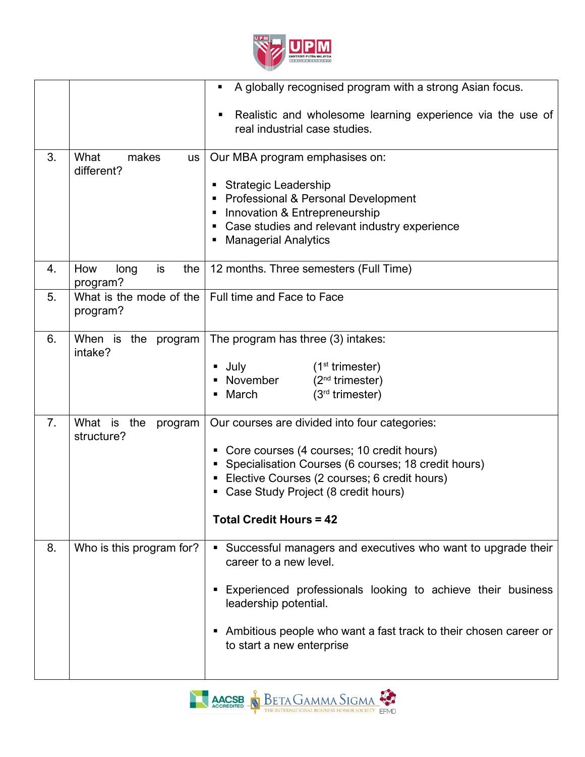|  |  |  |
|---|---|---|
|  |  | ▪ A globally recognised program with a strong Asian focus.<br><br>▪ Realistic and wholesome learning experience via the use of real industrial case studies. |
| 3. | What makes us different? | Our MBA program emphasises on:<br><br>▪ Strategic Leadership<br>▪ Professional & Personal Development<br>▪ Innovation & Entrepreneurship<br>▪ Case studies and relevant industry experience<br>▪ Managerial Analytics |
| 4. | How long is the program? | 12 months. Three semesters (Full Time) |
| 5. | What is the mode of the program? | Full time and Face to Face |
| 6. | When is the program intake? | The program has three (3) intakes:<br><br>▪ July (1st trimester)<br>▪ November (2nd trimester)<br>▪ March (3rd trimester) |
| 7. | What is the program structure? | Our courses are divided into four categories:<br><br>▪ Core courses (4 courses; 10 credit hours)<br>▪ Specialisation Courses (6 courses; 18 credit hours)<br>▪ Elective Courses (2 courses; 6 credit hours)<br>▪ Case Study Project (8 credit hours)<br><br>**Total Credit Hours = 42** |
| 8. | Who is this program for? | ▪ Successful managers and executives who want to upgrade their career to a new level.<br><br>▪ Experienced professionals looking to achieve their business leadership potential.<br><br>▪ Ambitious people who want a fast track to their chosen career or to start a new enterprise |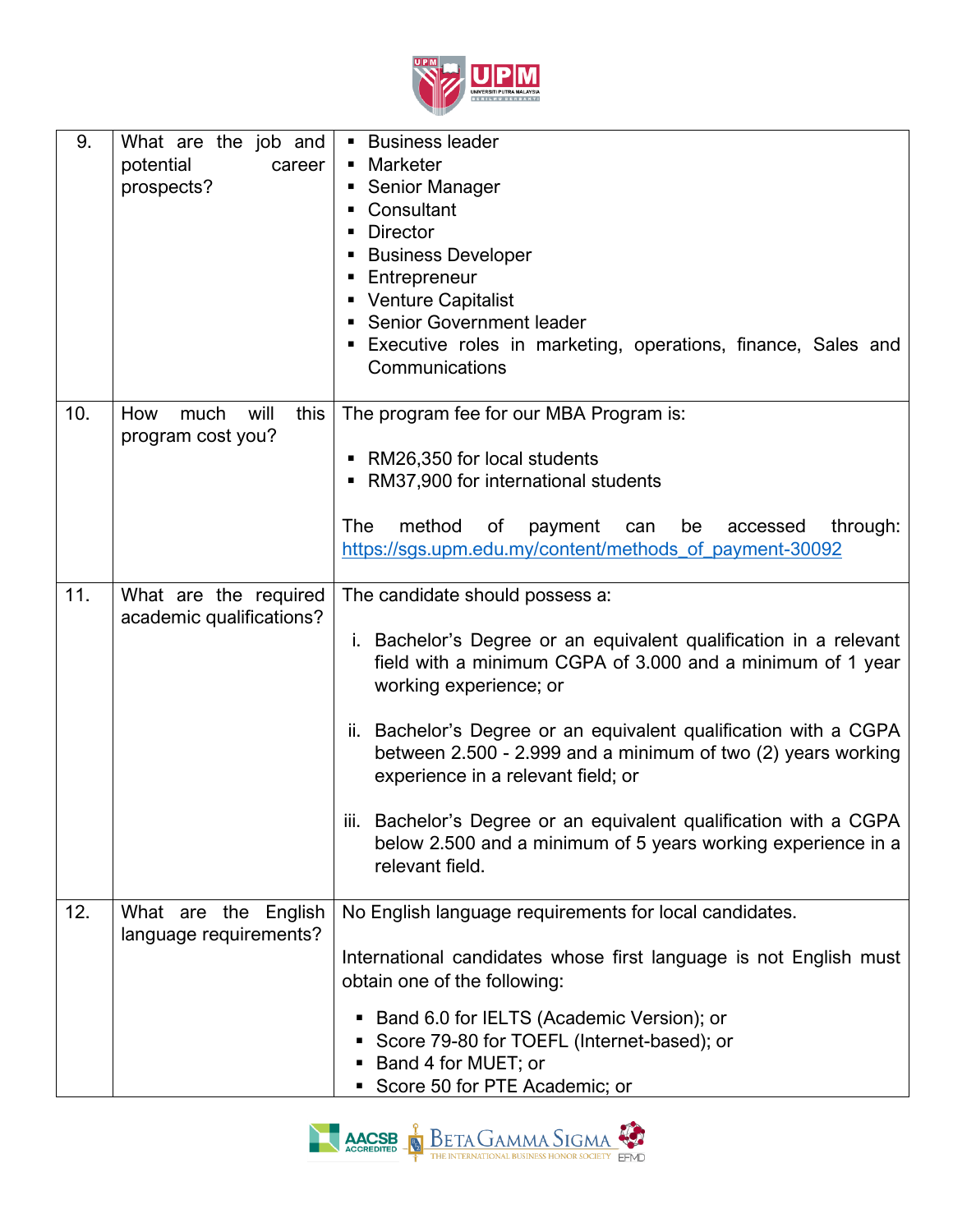| | | |
|---|---|---|
| 9. | What are the job and potential career prospects? | ▪ Business leader<br>▪ Marketer<br>▪ Senior Manager<br>▪ Consultant<br>▪ Director<br>▪ Business Developer<br>▪ Entrepreneur<br>▪ Venture Capitalist<br>▪ Senior Government leader<br>▪ Executive roles in marketing, operations, finance, Sales and Communications |
| 10. | How much will this program cost you? | The program fee for our MBA Program is:<br><br>▪ RM26,350 for local students<br>▪ RM37,900 for international students<br><br>The method of payment can be accessed through: https://sgs.upm.edu.my/content/methods_of_payment-30092 |
| 11. | What are the required academic qualifications? | The candidate should possess a:<br><br>i. Bachelor's Degree or an equivalent qualification in a relevant field with a minimum CGPA of 3.000 and a minimum of 1 year working experience; or<br><br>ii. Bachelor's Degree or an equivalent qualification with a CGPA between 2.500 - 2.999 and a minimum of two (2) years working experience in a relevant field; or<br><br>iii. Bachelor's Degree or an equivalent qualification with a CGPA below 2.500 and a minimum of 5 years working experience in a relevant field. |
| 12. | What are the English language requirements? | No English language requirements for local candidates.<br><br>International candidates whose first language is not English must obtain one of the following:<br><br>▪ Band 6.0 for IELTS (Academic Version); or<br>▪ Score 79-80 for TOEFL (Internet-based); or<br>▪ Band 4 for MUET; or<br>▪ Score 50 for PTE Academic; or |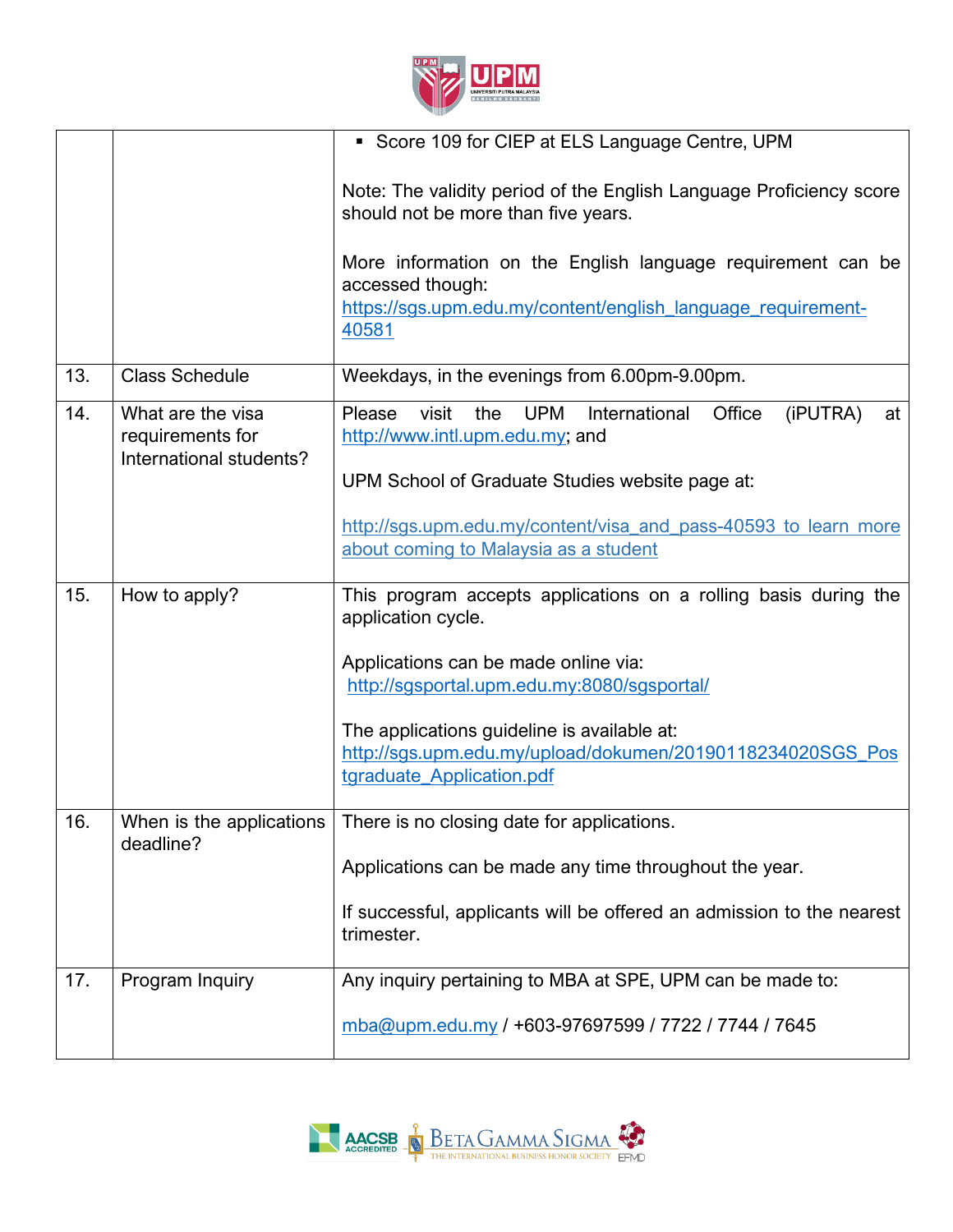| | | |
|---|---|---|
| | | ▪ Score 109 for CIEP at ELS Language Centre, UPM<br><br>Note: The validity period of the English Language Proficiency score should not be more than five years.<br><br>More information on the English language requirement can be accessed though: https://sgs.upm.edu.my/content/english_language_requirement-40581 |
| 13. | Class Schedule | Weekdays, in the evenings from 6.00pm-9.00pm. |
| 14. | What are the visa requirements for International students? | Please visit the UPM International Office (iPUTRA) at http://www.intl.upm.edu.my; and<br><br>UPM School of Graduate Studies website page at:<br><br>http://sgs.upm.edu.my/content/visa_and_pass-40593 to learn more about coming to Malaysia as a student |
| 15. | How to apply? | This program accepts applications on a rolling basis during the application cycle.<br><br>Applications can be made online via: http://sgsportal.upm.edu.my:8080/sgsportal/<br><br>The applications guideline is available at: http://sgs.upm.edu.my/upload/dokumen/20190118234020SGS_Postgraduate_Application.pdf |
| 16. | When is the applications deadline? | There is no closing date for applications.<br><br>Applications can be made any time throughout the year.<br><br>If successful, applicants will be offered an admission to the nearest trimester. |
| 17. | Program Inquiry | Any inquiry pertaining to MBA at SPE, UPM can be made to:<br><br>mba@upm.edu.my / +603-97697599 / 7722 / 7744 / 7645 |